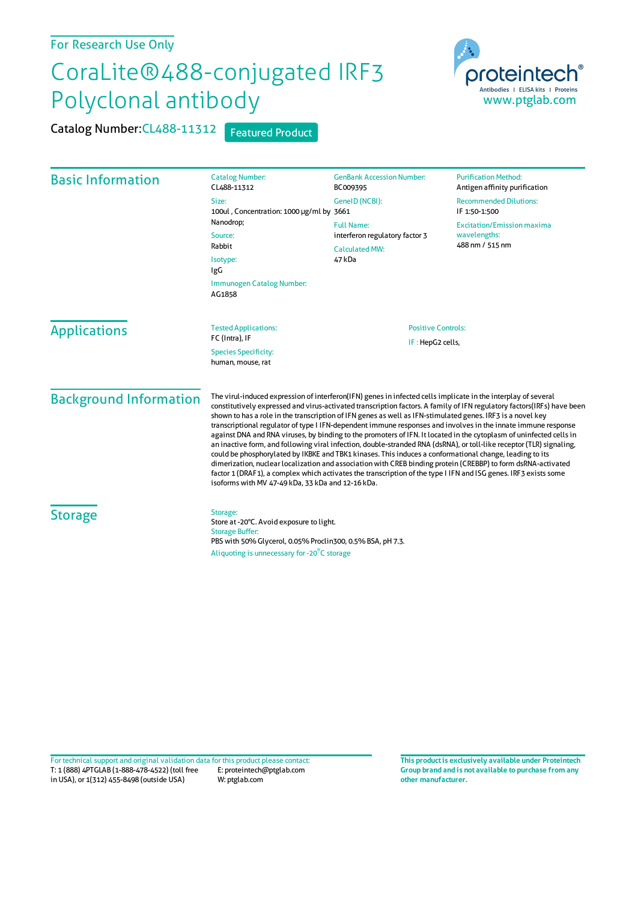For Research Use Only

# CoraLite®488-conjugated IRF3 Polyclonal antibody

**Catalog Number:** CL488-11312 Featured Product

proteintech® Antibodies | ELISA kits | Proteins
www.ptglab.com

## Basic Information

Catalog Number:
CL488-11312

Size:
100ul , Concentration: 1000 μg/ml by Nanodrop;

Source:
Rabbit

Isotype:
IgG

Immunogen Catalog Number:
AG1858

GenBank Accession Number:
BC009395

GeneID (NCBI):
3661

Full Name:
interferon regulatory factor 3

Calculated MW:
47 kDa

Purification Method:
Antigen affinity purification

Recommended Dilutions:
IF 1:50-1:500

Excitation/Emission maxima wavelengths:
488 nm / 515 nm

## Applications

Tested Applications:
FC (Intra), IF

Species Specificity:
human, mouse, rat

Positive Controls:
IF : HepG2 cells,

## Background Information

The virul-induced expression of interferon(IFN) genes in infected cells implicate in the interplay of several constitutively expressed and virus-activated transcription factors. A family of IFN regulatory factors(IRFs) have been shown to has a role in the transcription of IFN genes as well as IFN-stimulated genes. IRF3 is a novel key transcriptional regulator of type I IFN-dependent immune responses and involves in the innate immune response against DNA and RNA viruses, by binding to the promoters of IFN. It located in the cytoplasm of uninfected cells in an inactive form, and following viral infection, double-stranded RNA (dsRNA), or toll-like receptor (TLR) signaling, could be phosphorylated by IKBKE and TBK1 kinases. This induces a conformational change, leading to its dimerization, nuclear localization and association with CREB binding protein (CREBBP) to form dsRNA-activated factor 1 (DRAF1), a complex which activates the transcription of the type I IFN and ISG genes. IRF3 exists some isoforms with MV 47-49 kDa, 33 kDa and 12-16 kDa.

## Storage

Storage:
Store at -20°C. Avoid exposure to light.

Storage Buffer:
PBS with 50% Glycerol, 0.05% Proclin300, 0.5% BSA, pH 7.3.

Aliquoting is unnecessary for -20°C storage

For technical support and original validation data for this product please contact:
T: 1 (888) 4PTGLAB (1-888-478-4522) (toll free in USA), or 1(312) 455-8498 (outside USA)
E: proteintech@ptglab.com
W: ptglab.com

**This product is exclusively available under Proteintech Group brand and is not available to purchase from any other manufacturer.**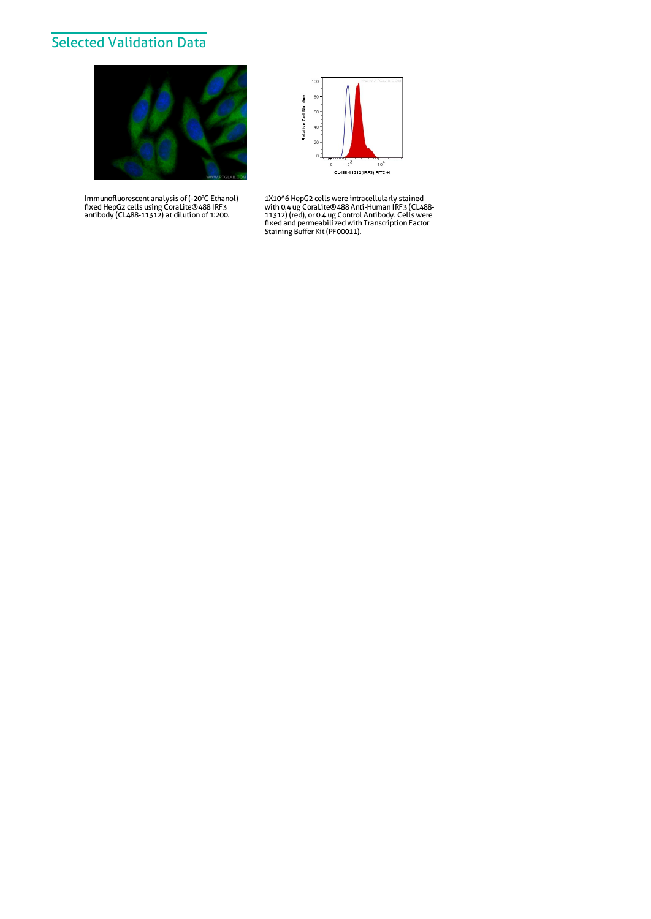## Selected Validation Data

WWW.PTGLAB.COM

Immunofluorescent analysis of (-20°C Ethanol) fixed HepG2 cells using CoraLite®488 IRF3 antibody (CL488-11312) at dilution of 1:200.

Relative Cell Number

100
80
60
40
20
0

0
$10^3$
$10^4$

CL488-11312(IRF3),FITC-H

1X10^6 HepG2 cells were intracellularly stained with 0.4 ug CoraLite®488 Anti-Human IRF3 (CL488-11312) (red), or 0.4 ug Control Antibody. Cells were fixed and permeabilized with Transcription Factor Staining Buffer Kit (PF00011).